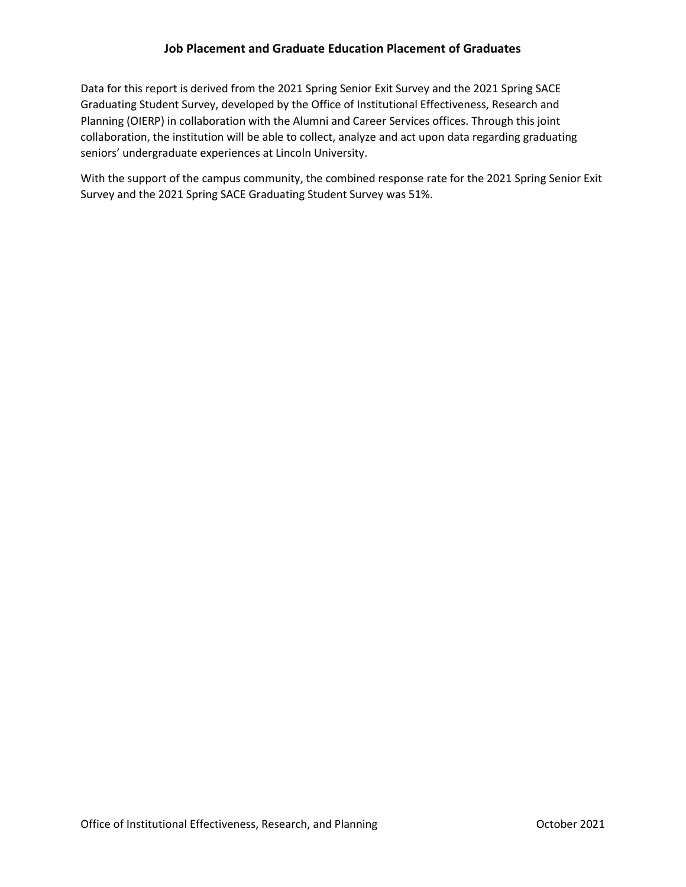# Job Placement and Graduate Education Placement of Graduates

Data for this report is derived from the 2021 Spring Senior Exit Survey and the 2021 Spring SACE Graduating Student Survey, developed by the Office of Institutional Effectiveness, Research and Planning (OIERP) in collaboration with the Alumni and Career Services offices. Through this joint collaboration, the institution will be able to collect, analyze and act upon data regarding graduating seniors' undergraduate experiences at Lincoln University.

With the support of the campus community, the combined response rate for the 2021 Spring Senior Exit Survey and the 2021 Spring SACE Graduating Student Survey was 51%.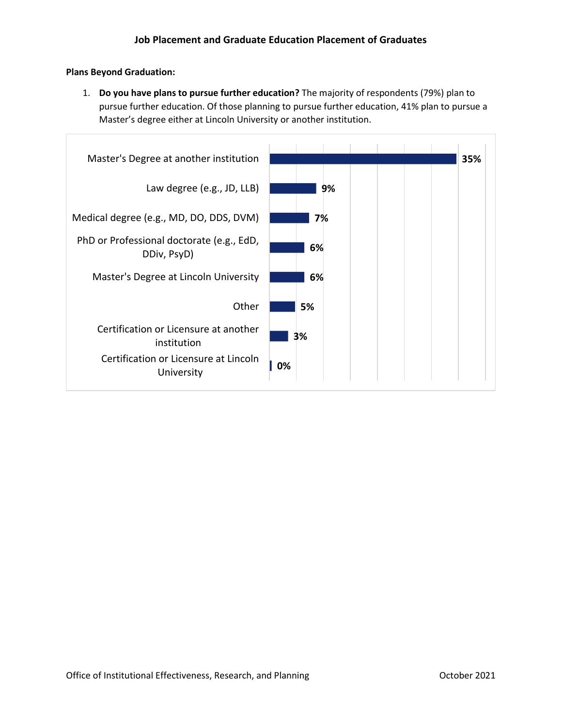**Job Placement and Graduate Education Placement of Graduates**

**Plans Beyond Graduation:**

1. **Do you have plans to pursue further education?** The majority of respondents (79%) plan to pursue further education. Of those planning to pursue further education, 41% plan to pursue a Master's degree either at Lincoln University or another institution.

Master's Degree at another institution 35%

Law degree (e.g., JD, LLB) 9%

Medical degree (e.g., MD, DO, DDS, DVM) 7%

PhD or Professional doctorate (e.g., EdD, DDiv, PsyD) 6%

Master's Degree at Lincoln University 6%

Other 5%

Certification or Licensure at another institution 3%

Certification or Licensure at Lincoln University 0%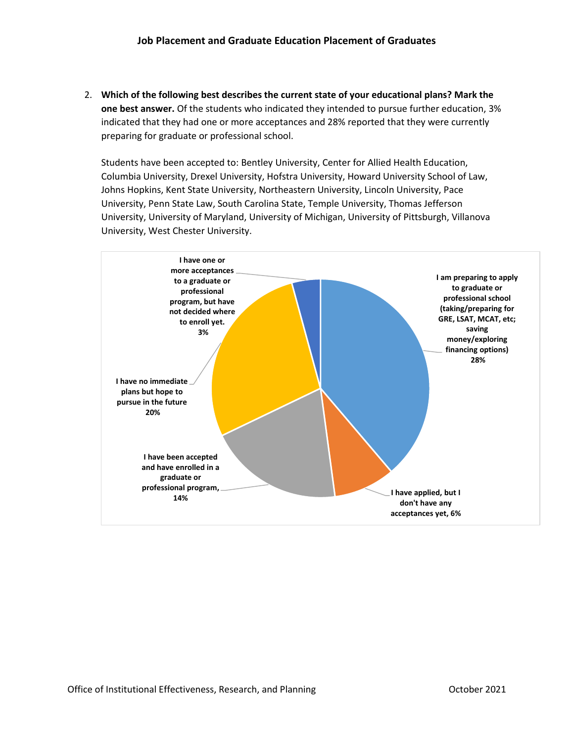## Job Placement and Graduate Education Placement of Graduates

2. **Which of the following best describes the current state of your educational plans? Mark the one best answer.** Of the students who indicated they intended to pursue further education, 3% indicated that they had one or more acceptances and 28% reported that they were currently preparing for graduate or professional school.

   Students have been accepted to: Bentley University, Center for Allied Health Education, Columbia University, Drexel University, Hofstra University, Howard University School of Law, Johns Hopkins, Kent State University, Northeastern University, Lincoln University, Pace University, Penn State Law, South Carolina State, Temple University, Thomas Jefferson University, University of Maryland, University of Michigan, University of Pittsburgh, Villanova University, West Chester University.

I have one or more acceptances to a graduate or professional program, but have not decided where to enroll yet. 3%

I am preparing to apply to graduate or professional school (taking/preparing for GRE, LSAT, MCAT, etc; saving money/exploring financing options) 28%

I have no immediate plans but hope to pursue in the future 20%

I have been accepted and have enrolled in a graduate or professional program, 14%

I have applied, but I don't have any acceptances yet, 6%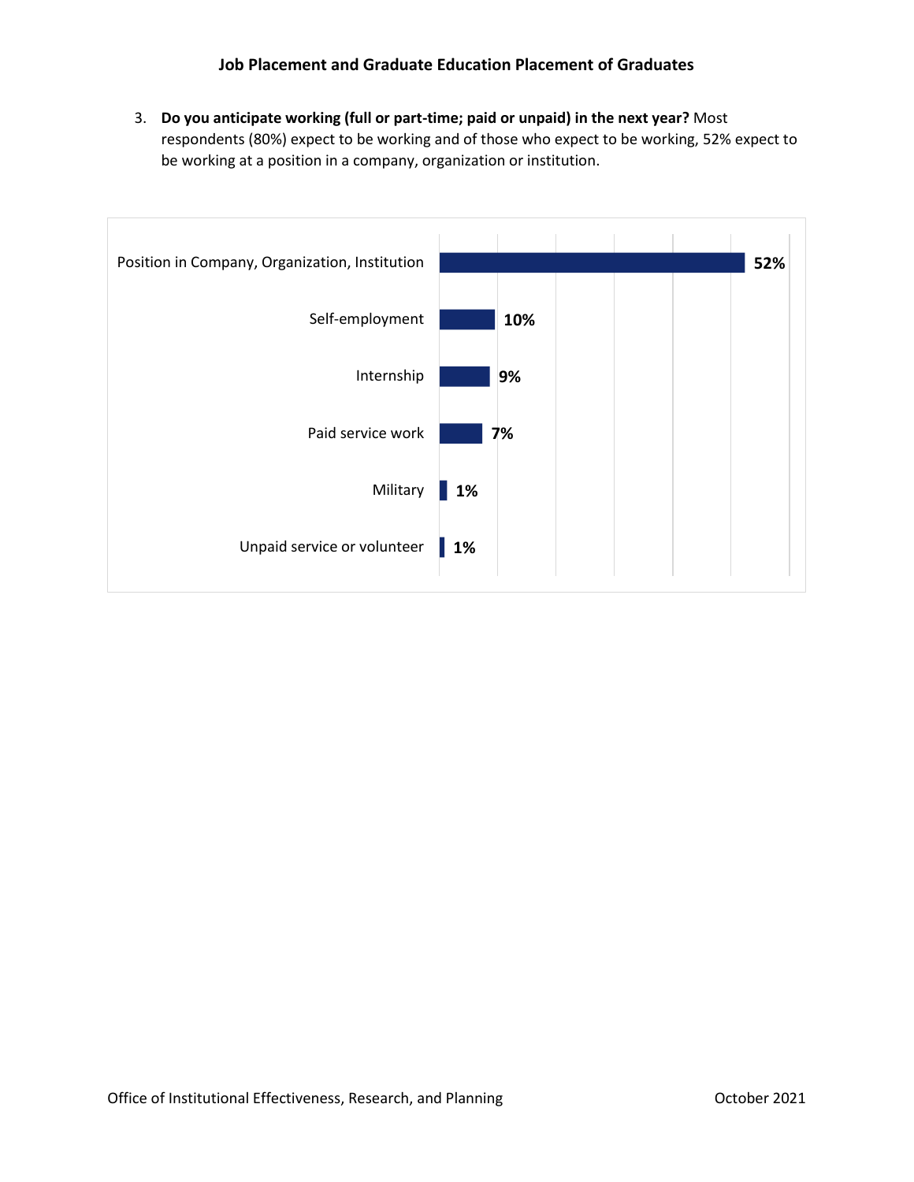3. **Do you anticipate working (full or part-time; paid or unpaid) in the next year?** Most respondents (80%) expect to be working and of those who expect to be working, 52% expect to be working at a position in a company, organization or institution.

Position in Company, Organization, Institution 52%
Self-employment 10%
Internship 9%
Paid service work 7%
Military 1%
Unpaid service or volunteer 1%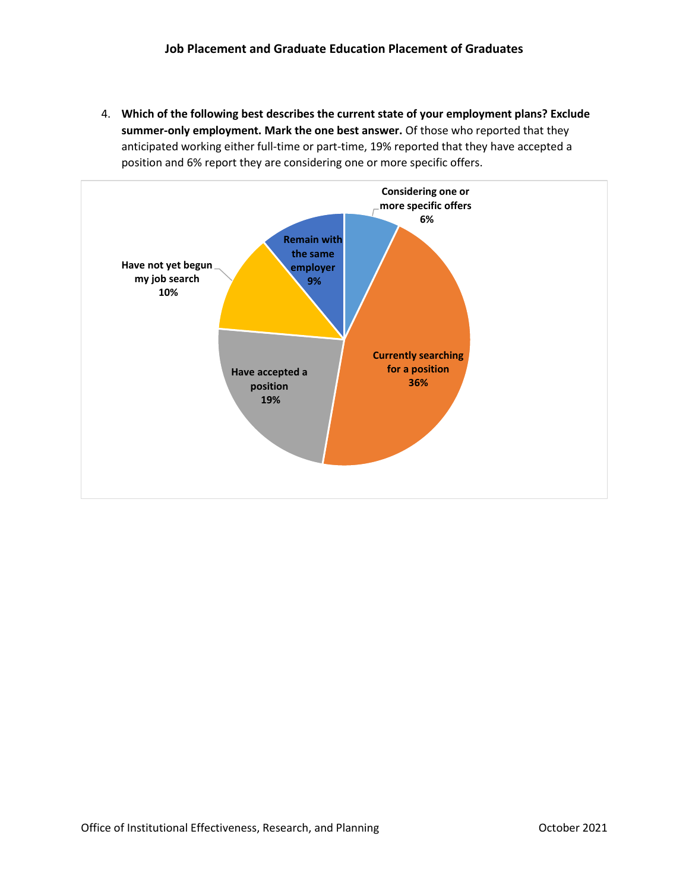4. **Which of the following best describes the current state of your employment plans? Exclude summer-only employment. Mark the one best answer.** Of those who reported that they anticipated working either full-time or part-time, 19% reported that they have accepted a position and 6% report they are considering one or more specific offers.

Considering one or more specific offers
6%

Currently searching for a position
36%

Have accepted a position
19%

Have not yet begun my job search
10%

Remain with the same employer
9%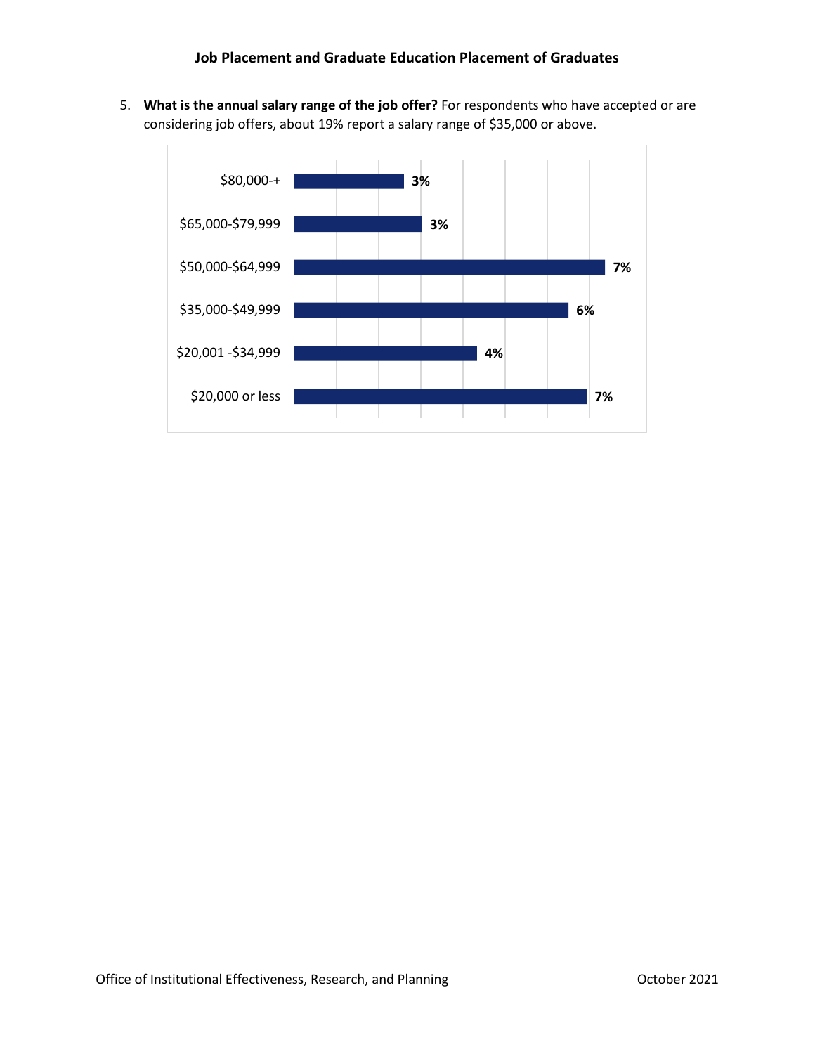**Job Placement and Graduate Education Placement of Graduates**

5. **What is the annual salary range of the job offer?** For respondents who have accepted or are considering job offers, about 19% report a salary range of $35,000 or above.

$80,000-+
3%
$65,000-$79,999
3%
$50,000-$64,999
7%
$35,000-$49,999
6%
$20,001 -$34,999
4%
$20,000 or less
7%